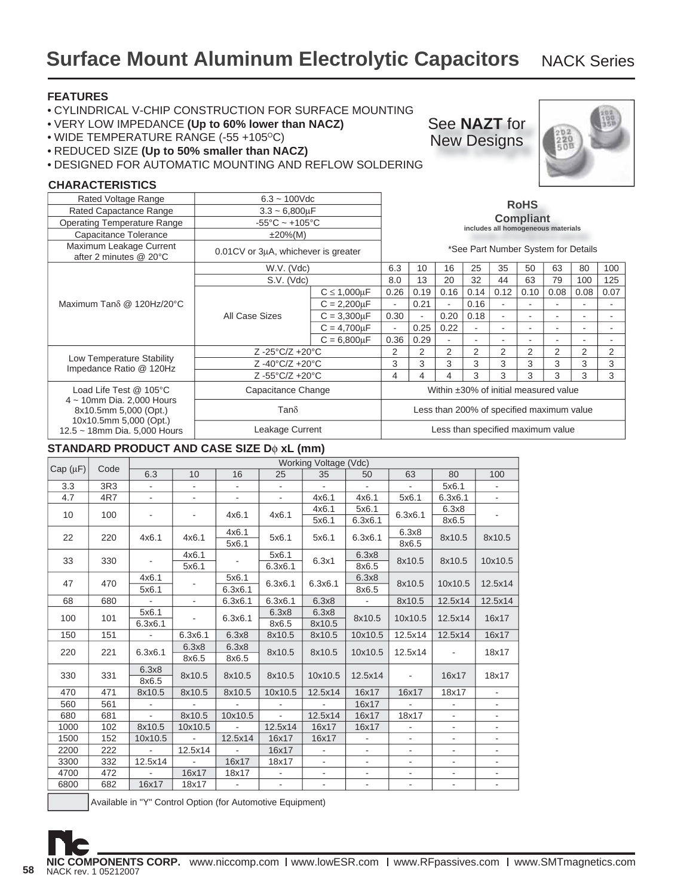# Surface Mount Aluminum Electrolytic Capacitors NACK Series

### FEATURES

- CYLINDRICAL V-CHIP CONSTRUCTION FOR SURFACE MOUNTING
- VERY LOW IMPEDANCE **(Up to 60% lower than NACZ)**
- WIDE TEMPERATURE RANGE (-55 +105°C)
- REDUCED SIZE **(Up to 50% smaller than NACZ)**
- DESIGNED FOR AUTOMATIC MOUNTING AND REFLOW SOLDERING

See **NAZT** for New Designs

### CHARACTERISTICS

| Rated Voltage Range | 6.3 ~ 100Vdc |
|---|---|
| Rated Capacitance Range | 3.3 ~ 6,800μF |
| Operating Temperature Range | -55°C ~ +105°C |
| Capacitance Tolerance | ±20%(M) |
| Maximum Leakage Current after 2 minutes @ 20°C | 0.01CV or 3μA, whichever is greater |

**RoHS Compliant**
includes all homogeneous materials

*See Part Number System for Details

| | | | 6.3 | 10 | 16 | 25 | 35 | 50 | 63 | 80 | 100 |
|---|---|---|---|---|---|---|---|---|---|---|---|
| Maximum Tanδ @ 120Hz/20°C | W.V. (Vdc) | | 6.3 | 10 | 16 | 25 | 35 | 50 | 63 | 80 | 100 |
| | S.V. (Vdc) | | 8.0 | 13 | 20 | 32 | 44 | 63 | 79 | 100 | 125 |
| | All Case Sizes | C ≤ 1,000μF | 0.26 | 0.19 | 0.16 | 0.14 | 0.12 | 0.10 | 0.08 | 0.08 | 0.07 |
| | | C = 2,200μF | - | 0.21 | - | 0.16 | - | - | - | - | - |
| | | C = 3,300μF | 0.30 | - | 0.20 | 0.18 | - | - | - | - | - |
| | | C = 4,700μF | - | 0.25 | 0.22 | - | - | - | - | - | - |
| | | C = 6,800μF | 0.36 | 0.29 | - | - | - | - | - | - | - |
| Low Temperature Stability Impedance Ratio @ 120Hz | Z -25°C/Z +20°C | | 2 | 2 | 2 | 2 | 2 | 2 | 2 | 2 | 2 |
| | Z -40°C/Z +20°C | | 3 | 3 | 3 | 3 | 3 | 3 | 3 | 3 | 3 |
| | Z -55°C/Z +20°C | | 4 | 4 | 4 | 3 | 3 | 3 | 3 | 3 | 3 |

| Load Life Test @ 105°C 4 ~ 10mm Dia. 2,000 Hours 8x10.5mm 5,000 (Opt.) 10x10.5mm 5,000 (Opt.) 12.5 ~ 18mm Dia. 5,000 Hours | Capacitance Change | Within ±30% of initial measured value |
|---|---|---|
| | Tanδ | Less than 200% of specified maximum value |
| | Leakage Current | Less than specified maximum value |

### STANDARD PRODUCT AND CASE SIZE Dϕ xL (mm)

| Cap (μF) | Code | Working Voltage (Vdc) | | | | | | | | |
|---|---|---|---|---|---|---|---|---|---|---|
| | | 6.3 | 10 | 16 | 25 | 35 | 50 | 63 | 80 | 100 |
| 3.3 | 3R3 | - | - | - | - | - | - | - | 5x6.1 | - |
| 4.7 | 4R7 | - | - | - | - | 4x6.1 | 4x6.1 | 5x6.1 | 6.3x6.1 | - |
| 10 | 100 | - | - | 4x6.1 | 4x6.1 | 4x6.1<br>5x6.1 | 5x6.1<br>6.3x6.1 | 6.3x6.1 | 6.3x8<br>8x6.5 | - |
| 22 | 220 | 4x6.1 | 4x6.1 | 4x6.1<br>5x6.1 | 5x6.1 | 5x6.1 | 6.3x6.1 | 6.3x8<br>8x6.5 | 8x10.5 | 8x10.5 |
| 33 | 330 | - | 4x6.1<br>5x6.1 | - | 5x6.1<br>6.3x6.1 | 6.3x1 | 6.3x8<br>8x6.5 | 8x10.5 | 8x10.5 | 10x10.5 |
| 47 | 470 | 4x6.1<br>5x6.1 | - | 5x6.1<br>6.3x6.1 | 6.3x6.1 | 6.3x6.1 | 6.3x8<br>8x6.5 | 8x10.5 | 10x10.5 | 12.5x14 |
| 68 | 680 | - | - | 6.3x6.1 | 6.3x6.1 | 6.3x8 | - | 8x10.5 | 12.5x14 | 12.5x14 |
| 100 | 101 | 5x6.1<br>6.3x6.1 | - | 6.3x6.1 | 6.3x8<br>8x6.5 | 6.3x8<br>8x10.5 | 8x10.5 | 10x10.5 | 12.5x14 | 16x17 |
| 150 | 151 | - | 6.3x6.1 | 6.3x8 | 8x10.5 | 8x10.5 | 10x10.5 | 12.5x14 | 12.5x14 | 16x17 |
| 220 | 221 | 6.3x6.1 | 6.3x8<br>8x6.5 | 6.3x8<br>8x6.5 | 8x10.5 | 8x10.5 | 10x10.5 | 12.5x14 | - | 18x17 |
| 330 | 331 | 6.3x8<br>8x6.5 | 8x10.5 | 8x10.5 | 8x10.5 | 10x10.5 | 12.5x14 | - | 16x17 | 18x17 |
| 470 | 471 | 8x10.5 | 8x10.5 | 8x10.5 | 10x10.5 | 12.5x14 | 16x17 | 16x17 | 18x17 | - |
| 560 | 561 | - | - | - | - | - | 16x17 | - | - | - |
| 680 | 681 | - | 8x10.5 | 10x10.5 | - | 12.5x14 | 16x17 | 18x17 | - | - |
| 1000 | 102 | 8x10.5 | 10x10.5 | - | 12.5x14 | 16x17 | 16x17 | - | - | - |
| 1500 | 152 | 10x10.5 | - | 12.5x14 | 16x17 | 16x17 | - | - | - | - |
| 2200 | 222 | - | 12.5x14 | - | 16x17 | - | - | - | - | - |
| 3300 | 332 | 12.5x14 | - | 16x17 | 18x17 | - | - | - | - | - |
| 4700 | 472 | - | 16x17 | 18x17 | - | - | - | - | - | - |
| 6800 | 682 | 16x17 | 18x17 | - | - | - | - | - | - | - |

Available in "Y" Control Option (for Automotive Equipment)

**NIC COMPONENTS CORP.** www.niccomp.com | www.lowESR.com | www.RFpassives.com | www.SMTmagnetics.com
NACK rev. 1 05212007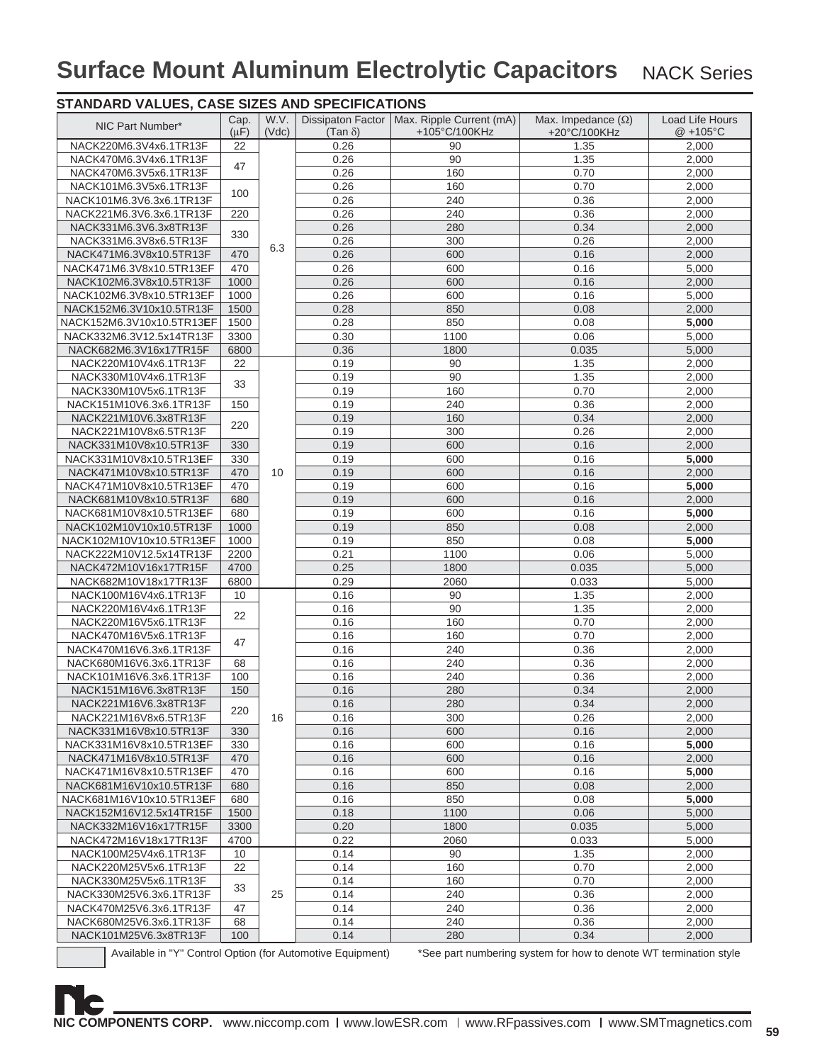# Surface Mount Aluminum Electrolytic Capacitors NACK Series

## STANDARD VALUES, CASE SIZES AND SPECIFICATIONS

| NIC Part Number* | Cap. (μF) | W.V. (Vdc) | Dissipaton Factor (Tan δ) | Max. Ripple Current (mA) +105°C/100KHz | Max. Impedance (Ω) +20°C/100KHz | Load Life Hours @ +105°C |
|---|---|---|---|---|---|---|
| NACK220M6.3V4x6.1TR13F | 22 | 6.3 | 0.26 | 90 | 1.35 | 2,000 |
| NACK470M6.3V4x6.1TR13F | 47 | | 0.26 | 90 | 1.35 | 2,000 |
| NACK470M6.3V5x6.1TR13F | | | 0.26 | 160 | 0.70 | 2,000 |
| NACK101M6.3V5x6.1TR13F | 100 | | 0.26 | 160 | 0.70 | 2,000 |
| NACK101M6.3V6.3x6.1TR13F | | | 0.26 | 240 | 0.36 | 2,000 |
| NACK221M6.3V6.3x6.1TR13F | 220 | | 0.26 | 240 | 0.36 | 2,000 |
| NACK331M6.3V6.3x8TR13F | 330 | | 0.26 | 280 | 0.34 | 2,000 |
| NACK331M6.3V8x6.5TR13F | | | 0.26 | 300 | 0.26 | 2,000 |
| NACK471M6.3V8x10.5TR13F | 470 | | 0.26 | 600 | 0.16 | 2,000 |
| NACK471M6.3V8x10.5TR13EF | 470 | | 0.26 | 600 | 0.16 | 5,000 |
| NACK102M6.3V8x10.5TR13F | 1000 | | 0.26 | 600 | 0.16 | 2,000 |
| NACK102M6.3V8x10.5TR13EF | 1000 | | 0.26 | 600 | 0.16 | 5,000 |
| NACK152M6.3V10x10.5TR13F | 1500 | | 0.28 | 850 | 0.08 | 2,000 |
| NACK152M6.3V10x10.5TR13**E**F | 1500 | | 0.28 | 850 | 0.08 | **5,000** |
| NACK332M6.3V12.5x14TR13F | 3300 | | 0.30 | 1100 | 0.06 | 5,000 |
| NACK682M6.3V16x17TR15F | 6800 | | 0.36 | 1800 | 0.035 | 5,000 |
| NACK220M10V4x6.1TR13F | 22 | 10 | 0.19 | 90 | 1.35 | 2,000 |
| NACK330M10V4x6.1TR13F | 33 | | 0.19 | 90 | 1.35 | 2,000 |
| NACK330M10V5x6.1TR13F | | | 0.19 | 160 | 0.70 | 2,000 |
| NACK151M10V6.3x6.1TR13F | 150 | | 0.19 | 240 | 0.36 | 2,000 |
| NACK221M10V6.3x8TR13F | 220 | | 0.19 | 160 | 0.34 | 2,000 |
| NACK221M10V8x6.5TR13F | | | 0.19 | 300 | 0.26 | 2,000 |
| NACK331M10V8x10.5TR13F | 330 | | 0.19 | 600 | 0.16 | 2,000 |
| NACK331M10V8x10.5TR13**E**F | 330 | | 0.19 | 600 | 0.16 | **5,000** |
| NACK471M10V8x10.5TR13F | 470 | | 0.19 | 600 | 0.16 | 2,000 |
| NACK471M10V8x10.5TR13**E**F | 470 | | 0.19 | 600 | 0.16 | **5,000** |
| NACK681M10V8x10.5TR13F | 680 | | 0.19 | 600 | 0.16 | 2,000 |
| NACK681M10V8x10.5TR13**E**F | 680 | | 0.19 | 600 | 0.16 | **5,000** |
| NACK102M10V10x10.5TR13F | 1000 | | 0.19 | 850 | 0.08 | 2,000 |
| NACK102M10V10x10.5TR13**E**F | 1000 | | 0.19 | 850 | 0.08 | **5,000** |
| NACK222M10V12.5x14TR13F | 2200 | | 0.21 | 1100 | 0.06 | 5,000 |
| NACK472M10V16x17TR15F | 4700 | | 0.25 | 1800 | 0.035 | 5,000 |
| NACK682M10V18x17TR13F | 6800 | | 0.29 | 2060 | 0.033 | 5,000 |
| NACK100M16V4x6.1TR13F | 10 | 16 | 0.16 | 90 | 1.35 | 2,000 |
| NACK220M16V4x6.1TR13F | 22 | | 0.16 | 90 | 1.35 | 2,000 |
| NACK220M16V5x6.1TR13F | | | 0.16 | 160 | 0.70 | 2,000 |
| NACK470M16V5x6.1TR13F | 47 | | 0.16 | 160 | 0.70 | 2,000 |
| NACK470M16V6.3x6.1TR13F | | | 0.16 | 240 | 0.36 | 2,000 |
| NACK680M16V6.3x6.1TR13F | 68 | | 0.16 | 240 | 0.36 | 2,000 |
| NACK101M16V6.3x6.1TR13F | 100 | | 0.16 | 240 | 0.36 | 2,000 |
| NACK151M16V6.3x8TR13F | 150 | | 0.16 | 280 | 0.34 | 2,000 |
| NACK221M16V6.3x8TR13F | 220 | | 0.16 | 280 | 0.34 | 2,000 |
| NACK221M16V8x6.5TR13F | | | 0.16 | 300 | 0.26 | 2,000 |
| NACK331M16V8x10.5TR13F | 330 | | 0.16 | 600 | 0.16 | 2,000 |
| NACK331M16V8x10.5TR13**E**F | 330 | | 0.16 | 600 | 0.16 | **5,000** |
| NACK471M16V8x10.5TR13F | 470 | | 0.16 | 600 | 0.16 | 2,000 |
| NACK471M16V8x10.5TR13**E**F | 470 | | 0.16 | 600 | 0.16 | **5,000** |
| NACK681M16V10x10.5TR13F | 680 | | 0.16 | 850 | 0.08 | 2,000 |
| NACK681M16V10x10.5TR13**E**F | 680 | | 0.16 | 850 | 0.08 | **5,000** |
| NACK152M16V12.5x14TR15F | 1500 | | 0.18 | 1100 | 0.06 | 5,000 |
| NACK332M16V16x17TR15F | 3300 | | 0.20 | 1800 | 0.035 | 5,000 |
| NACK472M16V18x17TR13F | 4700 | | 0.22 | 2060 | 0.033 | 5,000 |
| NACK100M25V4x6.1TR13F | 10 | 25 | 0.14 | 90 | 1.35 | 2,000 |
| NACK220M25V5x6.1TR13F | 22 | | 0.14 | 160 | 0.70 | 2,000 |
| NACK330M25V5x6.1TR13F | 33 | | 0.14 | 160 | 0.70 | 2,000 |
| NACK330M25V6.3x6.1TR13F | | | 0.14 | 240 | 0.36 | 2,000 |
| NACK470M25V6.3x6.1TR13F | 47 | | 0.14 | 240 | 0.36 | 2,000 |
| NACK680M25V6.3x6.1TR13F | 68 | | 0.14 | 240 | 0.36 | 2,000 |
| NACK101M25V6.3x8TR13F | 100 | | 0.14 | 280 | 0.34 | 2,000 |

Available in "Y" Control Option (for Automotive Equipment)

*See part numbering system for how to denote WT termination style

**NIC COMPONENTS CORP.** www.niccomp.com | www.lowESR.com | www.RFpassives.com | www.SMTmagnetics.com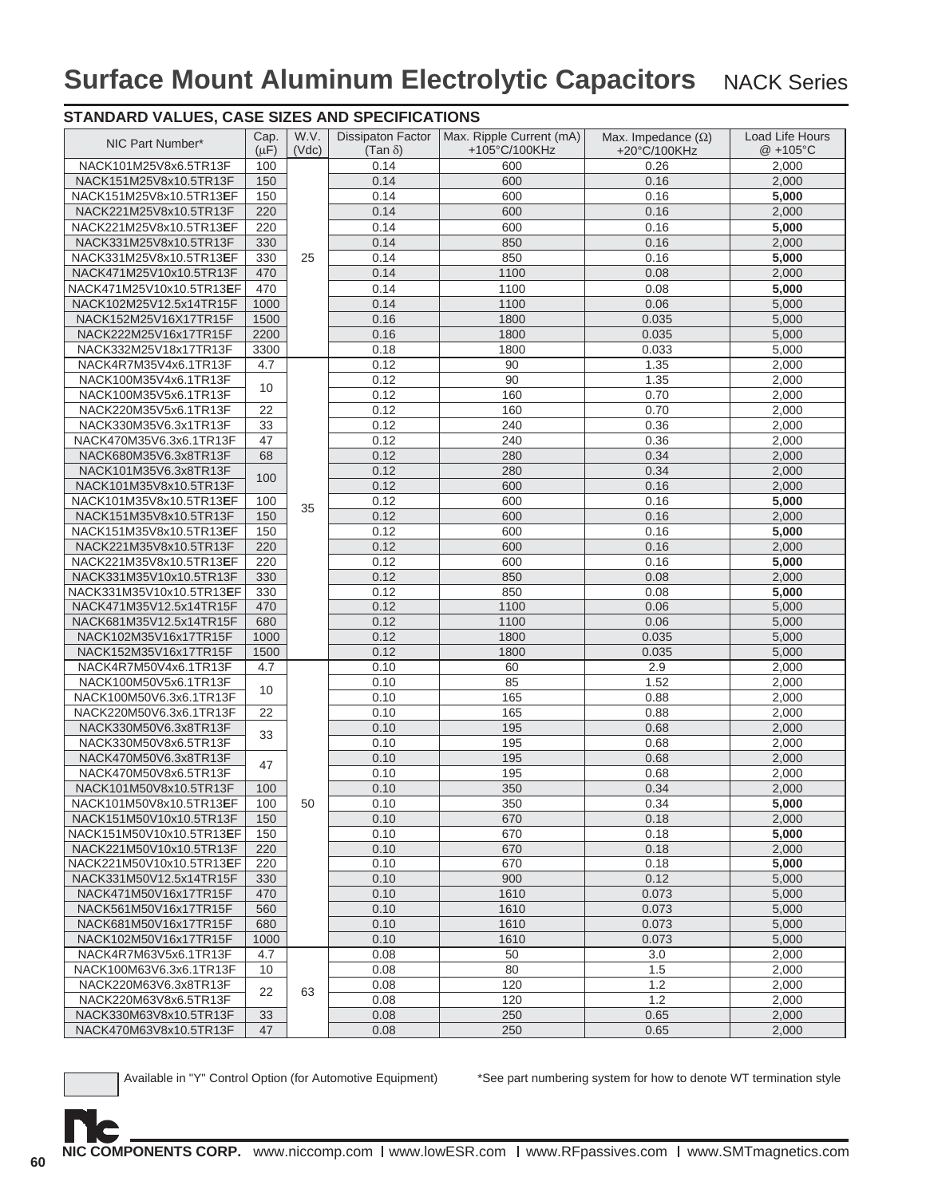# Surface Mount Aluminum Electrolytic Capacitors NACK Series

## STANDARD VALUES, CASE SIZES AND SPECIFICATIONS

| NIC Part Number* | Cap. (μF) | W.V. (Vdc) | Dissipaton Factor (Tan δ) | Max. Ripple Current (mA) +105°C/100KHz | Max. Impedance (Ω) +20°C/100KHz | Load Life Hours @ +105°C |
|---|---|---|---|---|---|---|
| NACK101M25V8x6.5TR13F | 100 | 25 | 0.14 | 600 | 0.26 | 2,000 |
| NACK151M25V8x10.5TR13F | 150 | 25 | 0.14 | 600 | 0.16 | 2,000 |
| NACK151M25V8x10.5TR13**E**F | 150 | 25 | 0.14 | 600 | 0.16 | **5,000** |
| NACK221M25V8x10.5TR13F | 220 | 25 | 0.14 | 600 | 0.16 | 2,000 |
| NACK221M25V8x10.5TR13**E**F | 220 | 25 | 0.14 | 600 | 0.16 | **5,000** |
| NACK331M25V8x10.5TR13F | 330 | 25 | 0.14 | 850 | 0.16 | 2,000 |
| NACK331M25V8x10.5TR13**E**F | 330 | 25 | 0.14 | 850 | 0.16 | **5,000** |
| NACK471M25V10x10.5TR13F | 470 | 25 | 0.14 | 1100 | 0.08 | 2,000 |
| NACK471M25V10x10.5TR13**E**F | 470 | 25 | 0.14 | 1100 | 0.08 | **5,000** |
| NACK102M25V12.5x14TR15F | 1000 | 25 | 0.14 | 1100 | 0.06 | 5,000 |
| NACK152M25V16X17TR15F | 1500 | 25 | 0.16 | 1800 | 0.035 | 5,000 |
| NACK222M25V16x17TR15F | 2200 | 25 | 0.16 | 1800 | 0.035 | 5,000 |
| NACK332M25V18x17TR13F | 3300 | 25 | 0.18 | 1800 | 0.033 | 5,000 |
| NACK4R7M35V4x6.1TR13F | 4.7 | 35 | 0.12 | 90 | 1.35 | 2,000 |
| NACK100M35V4x6.1TR13F | 10 | 35 | 0.12 | 90 | 1.35 | 2,000 |
| NACK100M35V5x6.1TR13F | 10 | 35 | 0.12 | 160 | 0.70 | 2,000 |
| NACK220M35V5x6.1TR13F | 22 | 35 | 0.12 | 160 | 0.70 | 2,000 |
| NACK330M35V6.3x1TR13F | 33 | 35 | 0.12 | 240 | 0.36 | 2,000 |
| NACK470M35V6.3x6.1TR13F | 47 | 35 | 0.12 | 240 | 0.36 | 2,000 |
| NACK680M35V6.3x8TR13F | 68 | 35 | 0.12 | 280 | 0.34 | 2,000 |
| NACK101M35V6.3x8TR13F | 100 | 35 | 0.12 | 280 | 0.34 | 2,000 |
| NACK101M35V8x10.5TR13F | 100 | 35 | 0.12 | 600 | 0.16 | 2,000 |
| NACK101M35V8x10.5TR13**E**F | 100 | 35 | 0.12 | 600 | 0.16 | **5,000** |
| NACK151M35V8x10.5TR13F | 150 | 35 | 0.12 | 600 | 0.16 | 2,000 |
| NACK151M35V8x10.5TR13**E**F | 150 | 35 | 0.12 | 600 | 0.16 | **5,000** |
| NACK221M35V8x10.5TR13F | 220 | 35 | 0.12 | 600 | 0.16 | 2,000 |
| NACK221M35V8x10.5TR13**E**F | 220 | 35 | 0.12 | 600 | 0.16 | **5,000** |
| NACK331M35V10x10.5TR13F | 330 | 35 | 0.12 | 850 | 0.08 | 2,000 |
| NACK331M35V10x10.5TR13**E**F | 330 | 35 | 0.12 | 850 | 0.08 | **5,000** |
| NACK471M35V12.5x14TR15F | 470 | 35 | 0.12 | 1100 | 0.06 | 5,000 |
| NACK681M35V12.5x14TR15F | 680 | 35 | 0.12 | 1100 | 0.06 | 5,000 |
| NACK102M35V16x17TR15F | 1000 | 35 | 0.12 | 1800 | 0.035 | 5,000 |
| NACK152M35V16x17TR15F | 1500 | 35 | 0.12 | 1800 | 0.035 | 5,000 |
| NACK4R7M50V4x6.1TR13F | 4.7 | 50 | 0.10 | 60 | 2.9 | 2,000 |
| NACK100M50V5x6.1TR13F | 10 | 50 | 0.10 | 85 | 1.52 | 2,000 |
| NACK100M50V6.3x6.1TR13F | 10 | 50 | 0.10 | 165 | 0.88 | 2,000 |
| NACK220M50V6.3x6.1TR13F | 22 | 50 | 0.10 | 165 | 0.88 | 2,000 |
| NACK330M50V6.3x8TR13F | 33 | 50 | 0.10 | 195 | 0.68 | 2,000 |
| NACK330M50V8x6.5TR13F | 33 | 50 | 0.10 | 195 | 0.68 | 2,000 |
| NACK470M50V6.3x8TR13F | 47 | 50 | 0.10 | 195 | 0.68 | 2,000 |
| NACK470M50V8x6.5TR13F | 47 | 50 | 0.10 | 195 | 0.68 | 2,000 |
| NACK101M50V8x10.5TR13F | 100 | 50 | 0.10 | 350 | 0.34 | 2,000 |
| NACK101M50V8x10.5TR13**E**F | 100 | 50 | 0.10 | 350 | 0.34 | **5,000** |
| NACK151M50V10x10.5TR13F | 150 | 50 | 0.10 | 670 | 0.18 | 2,000 |
| NACK151M50V10x10.5TR13**E**F | 150 | 50 | 0.10 | 670 | 0.18 | **5,000** |
| NACK221M50V10x10.5TR13F | 220 | 50 | 0.10 | 670 | 0.18 | 2,000 |
| NACK221M50V10x10.5TR13**E**F | 220 | 50 | 0.10 | 670 | 0.18 | **5,000** |
| NACK331M50V12.5x14TR15F | 330 | 50 | 0.10 | 900 | 0.12 | 5,000 |
| NACK471M50V16x17TR15F | 470 | 50 | 0.10 | 1610 | 0.073 | 5,000 |
| NACK561M50V16x17TR15F | 560 | 50 | 0.10 | 1610 | 0.073 | 5,000 |
| NACK681M50V16x17TR15F | 680 | 50 | 0.10 | 1610 | 0.073 | 5,000 |
| NACK102M50V16x17TR15F | 1000 | 50 | 0.10 | 1610 | 0.073 | 5,000 |
| NACK4R7M63V5x6.1TR13F | 4.7 | 63 | 0.08 | 50 | 3.0 | 2,000 |
| NACK100M63V6.3x6.1TR13F | 10 | 63 | 0.08 | 80 | 1.5 | 2,000 |
| NACK220M63V6.3x8TR13F | 22 | 63 | 0.08 | 120 | 1.2 | 2,000 |
| NACK220M63V8x6.5TR13F | 22 | 63 | 0.08 | 120 | 1.2 | 2,000 |
| NACK330M63V8x10.5TR13F | 33 | 63 | 0.08 | 250 | 0.65 | 2,000 |
| NACK470M63V8x10.5TR13F | 47 | 63 | 0.08 | 250 | 0.65 | 2,000 |

Available in "Y" Control Option (for Automotive Equipment)

*See part numbering system for how to denote WT termination style

**NIC COMPONENTS CORP.** www.niccomp.com | www.lowESR.com | www.RFpassives.com | www.SMTmagnetics.com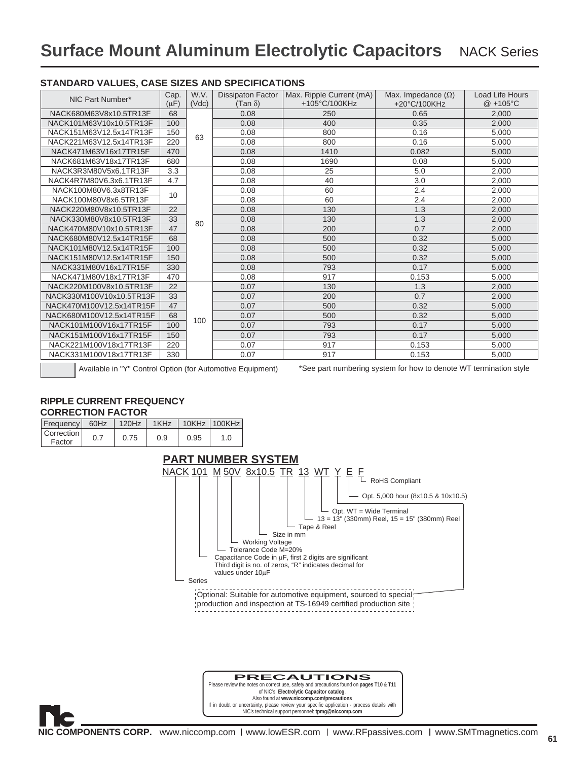# Surface Mount Aluminum Electrolytic Capacitors NACK Series

## STANDARD VALUES, CASE SIZES AND SPECIFICATIONS

| NIC Part Number* | Cap. (μF) | W.V. (Vdc) | Dissipaton Factor (Tan δ) | Max. Ripple Current (mA) +105°C/100KHz | Max. Impedance (Ω) +20°C/100KHz | Load Life Hours @ +105°C |
|---|---|---|---|---|---|---|
| NACK680M63V8x10.5TR13F | 68 | 63 | 0.08 | 250 | 0.65 | 2,000 |
| NACK101M63V10x10.5TR13F | 100 | 63 | 0.08 | 400 | 0.35 | 2,000 |
| NACK151M63V12.5x14TR13F | 150 | 63 | 0.08 | 800 | 0.16 | 5,000 |
| NACK221M63V12.5x14TR13F | 220 | 63 | 0.08 | 800 | 0.16 | 5,000 |
| NACK471M63V16x17TR15F | 470 | 63 | 0.08 | 1410 | 0.082 | 5,000 |
| NACK681M63V18x17TR13F | 680 | 63 | 0.08 | 1690 | 0.08 | 5,000 |
| NACK3R3M80V5x6.1TR13F | 3.3 | 80 | 0.08 | 25 | 5.0 | 2,000 |
| NACK4R7M80V6.3x6.1TR13F | 4.7 | 80 | 0.08 | 40 | 3.0 | 2,000 |
| NACK100M80V6.3x8TR13F | 10 | 80 | 0.08 | 60 | 2.4 | 2,000 |
| NACK100M80V8x6.5TR13F | 10 | 80 | 0.08 | 60 | 2.4 | 2,000 |
| NACK220M80V8x10.5TR13F | 22 | 80 | 0.08 | 130 | 1.3 | 2,000 |
| NACK330M80V8x10.5TR13F | 33 | 80 | 0.08 | 130 | 1.3 | 2,000 |
| NACK470M80V10x10.5TR13F | 47 | 80 | 0.08 | 200 | 0.7 | 2,000 |
| NACK680M80V12.5x14TR15F | 68 | 80 | 0.08 | 500 | 0.32 | 5,000 |
| NACK101M80V12.5x14TR15F | 100 | 80 | 0.08 | 500 | 0.32 | 5,000 |
| NACK151M80V12.5x14TR15F | 150 | 80 | 0.08 | 500 | 0.32 | 5,000 |
| NACK331M80V16x17TR15F | 330 | 80 | 0.08 | 793 | 0.17 | 5,000 |
| NACK471M80V18x17TR13F | 470 | 80 | 0.08 | 917 | 0.153 | 5,000 |
| NACK220M100V8x10.5TR13F | 22 | 100 | 0.07 | 130 | 1.3 | 2,000 |
| NACK330M100V10x10.5TR13F | 33 | 100 | 0.07 | 200 | 0.7 | 2,000 |
| NACK470M100V12.5x14TR15F | 47 | 100 | 0.07 | 500 | 0.32 | 5,000 |
| NACK680M100V12.5x14TR15F | 68 | 100 | 0.07 | 500 | 0.32 | 5,000 |
| NACK101M100V16x17TR15F | 100 | 100 | 0.07 | 793 | 0.17 | 5,000 |
| NACK151M100V16x17TR15F | 150 | 100 | 0.07 | 793 | 0.17 | 5,000 |
| NACK221M100V18x17TR13F | 220 | 100 | 0.07 | 917 | 0.153 | 5,000 |
| NACK331M100V18x17TR13F | 330 | 100 | 0.07 | 917 | 0.153 | 5,000 |

Available in "Y" Control Option (for Automotive Equipment)

*See part numbering system for how to denote WT termination style

## RIPPLE CURRENT FREQUENCY CORRECTION FACTOR

| Frequency | 60Hz | 120Hz | 1KHz | 10KHz | 100KHz |
|---|---|---|---|---|---|
| Correction Factor | 0.7 | 0.75 | 0.9 | 0.95 | 1.0 |

## PART NUMBER SYSTEM

NACK 101 M 50V 8x10.5 TR 13 WT Y E F

- NACK – Series
- 101 – Capacitance Code in μF, first 2 digits are significant. Third digit is no. of zeros, "R" indicates decimal for values under 10μF
- M – Tolerance Code M=20%
- 50V – Working Voltage
- 8x10.5 – Size in mm
- TR – Tape & Reel
- 13 – 13 = 13" (330mm) Reel, 15 = 15" (380mm) Reel
- WT – Opt. WT = Wide Terminal
- Y – Optional: Suitable for automotive equipment, sourced to special production and inspection at TS-16949 certified production site
- E – Opt. 5,000 hour (8x10.5 & 10x10.5)
- F – RoHS Compliant

**PRECAUTIONS**

Please review the notes on correct use, safety and precautions found on **pages T10** & **T11** of NIC's **Electrolytic Capacitor catalog**.
Also found at **www.niccomp.com/precautions**
If in doubt or uncertainty, please review your specific application - process details with NIC's technical support personnel: **tpmg@niccomp.com**

**NIC COMPONENTS CORP.** www.niccomp.com | www.lowESR.com | www.RFpassives.com | www.SMTmagnetics.com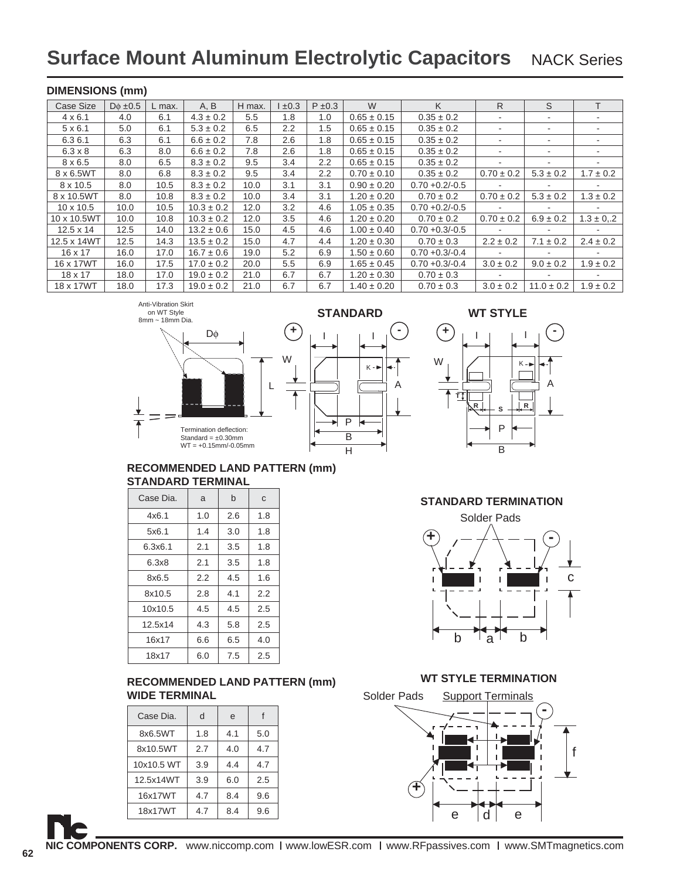# Surface Mount Aluminum Electrolytic Capacitors NACK Series

## DIMENSIONS (mm)

| Case Size | Dϕ ±0.5 | L max. | A, B | H max. | I ±0.3 | P ±0.3 | W | K | R | S | T |
|---|---|---|---|---|---|---|---|---|---|---|---|
| 4 x 6.1 | 4.0 | 6.1 | 4.3 ± 0.2 | 5.5 | 1.8 | 1.0 | 0.65 ± 0.15 | 0.35 ± 0.2 | - | - | - |
| 5 x 6.1 | 5.0 | 6.1 | 5.3 ± 0.2 | 6.5 | 2.2 | 1.5 | 0.65 ± 0.15 | 0.35 ± 0.2 | - | - | - |
| 6.3 6.1 | 6.3 | 6.1 | 6.6 ± 0.2 | 7.8 | 2.6 | 1.8 | 0.65 ± 0.15 | 0.35 ± 0.2 | - | - | - |
| 6.3 x 8 | 6.3 | 8.0 | 6.6 ± 0.2 | 7.8 | 2.6 | 1.8 | 0.65 ± 0.15 | 0.35 ± 0.2 | - | - | - |
| 8 x 6.5 | 8.0 | 6.5 | 8.3 ± 0.2 | 9.5 | 3.4 | 2.2 | 0.65 ± 0.15 | 0.35 ± 0.2 | - | - | - |
| 8 x 6.5WT | 8.0 | 6.8 | 8.3 ± 0.2 | 9.5 | 3.4 | 2.2 | 0.70 ± 0.10 | 0.35 ± 0.2 | 0.70 ± 0.2 | 5.3 ± 0.2 | 1.7 ± 0.2 |
| 8 x 10.5 | 8.0 | 10.5 | 8.3 ± 0.2 | 10.0 | 3.1 | 3.1 | 0.90 ± 0.20 | 0.70 +0.2/-0.5 | - | - | - |
| 8 x 10.5WT | 8.0 | 10.8 | 8.3 ± 0.2 | 10.0 | 3.4 | 3.1 | 1.20 ± 0.20 | 0.70 ± 0.2 | 0.70 ± 0.2 | 5.3 ± 0.2 | 1.3 ± 0.2 |
| 10 x 10.5 | 10.0 | 10.5 | 10.3 ± 0.2 | 12.0 | 3.2 | 4.6 | 1.05 ± 0.35 | 0.70 +0.2/-0.5 | - | - | - |
| 10 x 10.5WT | 10.0 | 10.8 | 10.3 ± 0.2 | 12.0 | 3.5 | 4.6 | 1.20 ± 0.20 | 0.70 ± 0.2 | 0.70 ± 0.2 | 6.9 ± 0.2 | 1.3 ± 0,.2 |
| 12.5 x 14 | 12.5 | 14.0 | 13.2 ± 0.6 | 15.0 | 4.5 | 4.6 | 1.00 ± 0.40 | 0.70 +0.3/-0.5 | - | - | - |
| 12.5 x 14WT | 12.5 | 14.3 | 13.5 ± 0.2 | 15.0 | 4.7 | 4.4 | 1.20 ± 0.30 | 0.70 ± 0.3 | 2.2 ± 0.2 | 7.1 ± 0.2 | 2.4 ± 0.2 |
| 16 x 17 | 16.0 | 17.0 | 16.7 ± 0.6 | 19.0 | 5.2 | 6.9 | 1.50 ± 0.60 | 0.70 +0.3/-0.4 | - | - | - |
| 16 x 17WT | 16.0 | 17.5 | 17.0 ± 0.2 | 20.0 | 5.5 | 6.9 | 1.65 ± 0.45 | 0.70 +0.3/-0.4 | 3.0 ± 0.2 | 9.0 ± 0.2 | 1.9 ± 0.2 |
| 18 x 17 | 18.0 | 17.0 | 19.0 ± 0.2 | 21.0 | 6.7 | 6.7 | 1.20 ± 0.30 | 0.70 ± 0.3 | - | - | - |
| 18 x 17WT | 18.0 | 17.3 | 19.0 ± 0.2 | 21.0 | 6.7 | 6.7 | 1.40 ± 0.20 | 0.70 ± 0.3 | 3.0 ± 0.2 | 11.0 ± 0.2 | 1.9 ± 0.2 |

Anti-Vibration Skirt on WT Style 8mm ~ 18mm Dia.

Termination deflection:
Standard = ±0.30mm
WT = +0.15mm/-0.05mm

STANDARD

WT STYLE

## RECOMMENDED LAND PATTERN (mm)
### STANDARD TERMINAL

| Case Dia. | a | b | c |
|---|---|---|---|
| 4x6.1 | 1.0 | 2.6 | 1.8 |
| 5x6.1 | 1.4 | 3.0 | 1.8 |
| 6.3x6.1 | 2.1 | 3.5 | 1.8 |
| 6.3x8 | 2.1 | 3.5 | 1.8 |
| 8x6.5 | 2.2 | 4.5 | 1.6 |
| 8x10.5 | 2.8 | 4.1 | 2.2 |
| 10x10.5 | 4.5 | 4.5 | 2.5 |
| 12.5x14 | 4.3 | 5.8 | 2.5 |
| 16x17 | 6.6 | 6.5 | 4.0 |
| 18x17 | 6.0 | 7.5 | 2.5 |

STANDARD TERMINATION

Solder Pads

## RECOMMENDED LAND PATTERN (mm)
### WIDE TERMINAL

| Case Dia. | d | e | f |
|---|---|---|---|
| 8x6.5WT | 1.8 | 4.1 | 5.0 |
| 8x10.5WT | 2.7 | 4.0 | 4.7 |
| 10x10.5 WT | 3.9 | 4.4 | 4.7 |
| 12.5x14WT | 3.9 | 6.0 | 2.5 |
| 16x17WT | 4.7 | 8.4 | 9.6 |
| 18x17WT | 4.7 | 8.4 | 9.6 |

WT STYLE TERMINATION

Solder Pads Support Terminals

NIC COMPONENTS CORP. www.niccomp.com | www.lowESR.com | www.RFpassives.com | www.SMTmagnetics.com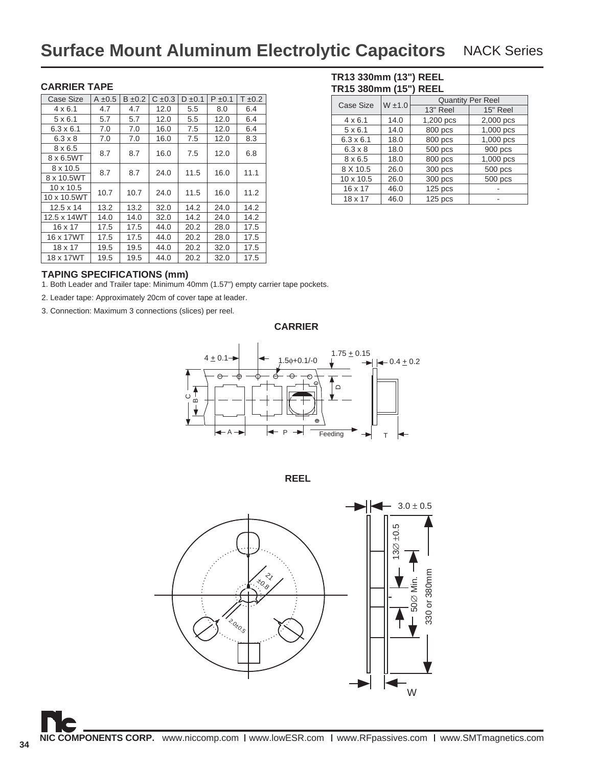# Surface Mount Aluminum Electrolytic Capacitors NACK Series

## CARRIER TAPE

| Case Size | A ±0.5 | B ±0.2 | C ±0.3 | D ±0.1 | P ±0.1 | T ±0.2 |
|---|---|---|---|---|---|---|
| 4 x 6.1 | 4.7 | 4.7 | 12.0 | 5.5 | 8.0 | 6.4 |
| 5 x 6.1 | 5.7 | 5.7 | 12.0 | 5.5 | 12.0 | 6.4 |
| 6.3 x 6.1 | 7.0 | 7.0 | 16.0 | 7.5 | 12.0 | 6.4 |
| 6.3 x 8 | 7.0 | 7.0 | 16.0 | 7.5 | 12.0 | 8.3 |
| 8 x 6.5<br>8 x 6.5WT | 8.7 | 8.7 | 16.0 | 7.5 | 12.0 | 6.8 |
| 8 x 10.5<br>8 x 10.5WT | 8.7 | 8.7 | 24.0 | 11.5 | 16.0 | 11.1 |
| 10 x 10.5<br>10 x 10.5WT | 10.7 | 10.7 | 24.0 | 11.5 | 16.0 | 11.2 |
| 12.5 x 14 | 13.2 | 13.2 | 32.0 | 14.2 | 24.0 | 14.2 |
| 12.5 x 14WT | 14.0 | 14.0 | 32.0 | 14.2 | 24.0 | 14.2 |
| 16 x 17 | 17.5 | 17.5 | 44.0 | 20.2 | 28.0 | 17.5 |
| 16 x 17WT | 17.5 | 17.5 | 44.0 | 20.2 | 28.0 | 17.5 |
| 18 x 17 | 19.5 | 19.5 | 44.0 | 20.2 | 32.0 | 17.5 |
| 18 x 17WT | 19.5 | 19.5 | 44.0 | 20.2 | 32.0 | 17.5 |

## TR13 330mm (13") REEL
## TR15 380mm (15") REEL

| Case Size | W ±1.0 | Quantity Per Reel | |
|---|---|---|---|
| | | 13" Reel | 15" Reel |
| 4 x 6.1 | 14.0 | 1,200 pcs | 2,000 pcs |
| 5 x 6.1 | 14.0 | 800 pcs | 1,000 pcs |
| 6.3 x 6.1 | 18.0 | 800 pcs | 1,000 pcs |
| 6.3 x 8 | 18.0 | 500 pcs | 900 pcs |
| 8 x 6.5 | 18.0 | 800 pcs | 1,000 pcs |
| 8 X 10.5 | 26.0 | 300 pcs | 500 pcs |
| 10 x 10.5 | 26.0 | 300 pcs | 500 pcs |
| 16 x 17 | 46.0 | 125 pcs | - |
| 18 x 17 | 46.0 | 125 pcs | - |

## TAPING SPECIFICATIONS (mm)

1. Both Leader and Trailer tape: Minimum 40mm (1.57") empty carrier tape pockets.
2. Leader tape: Approximately 20cm of cover tape at leader.
3. Connection: Maximum 3 connections (slices) per reel.

### CARRIER

4 ± 0.1
1.5ϕ+0.1/-0
1.75 ± 0.15
0.4 ± 0.2
C
B
D
A
P
Feeding
T

### REEL

3.0 ± 0.5
13∅ ±0.5
21 ±0.8
2.0±0.5
50∅ Min.
330 or 380mm
W

NIC COMPONENTS CORP. www.niccomp.com | www.lowESR.com | www.RFpassives.com | www.SMTmagnetics.com